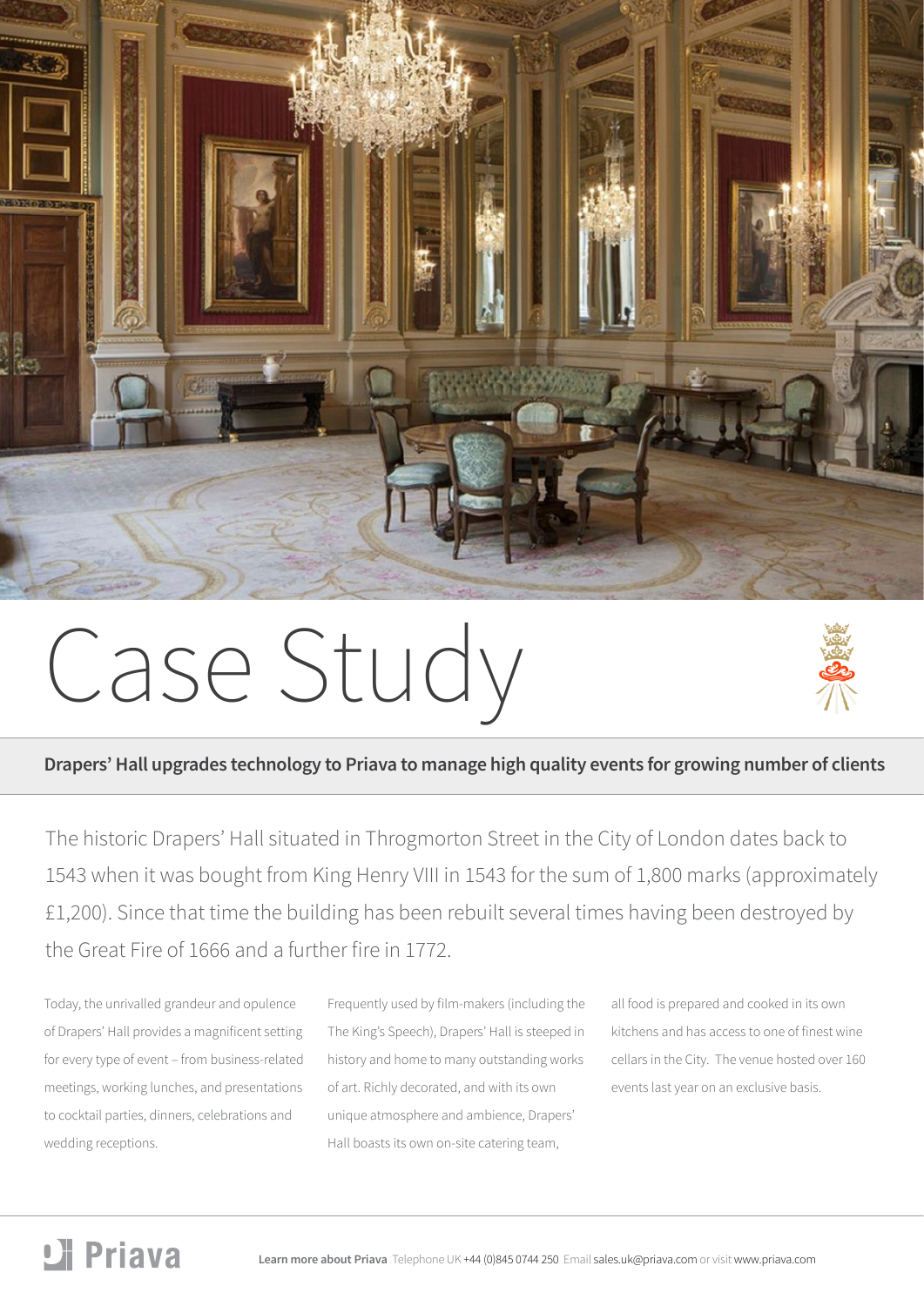# Case Study

**Drapers' Hall upgrades technology to Priava to manage high quality events for growing number of clients**

The historic Drapers' Hall situated in Throgmorton Street in the City of London dates back to 1543 when it was bought from King Henry VIII in 1543 for the sum of 1,800 marks (approximately £1,200). Since that time the building has been rebuilt several times having been destroyed by the Great Fire of 1666 and a further fire in 1772.

Today, the unrivalled grandeur and opulence of Drapers' Hall provides a magnificent setting for every type of event – from business-related meetings, working lunches, and presentations to cocktail parties, dinners, celebrations and wedding receptions.

Frequently used by film-makers (including the The King's Speech), Drapers' Hall is steeped in history and home to many outstanding works of art. Richly decorated, and with its own unique atmosphere and ambience, Drapers' Hall boasts its own on-site catering team, all food is prepared and cooked in its own kitchens and has access to one of finest wine cellars in the City. The venue hosted over 160 events last year on an exclusive basis.

**Learn more about Priava** Telephone UK +44 (0)845 0744 250 Email sales.uk@priava.com or visit www.priava.com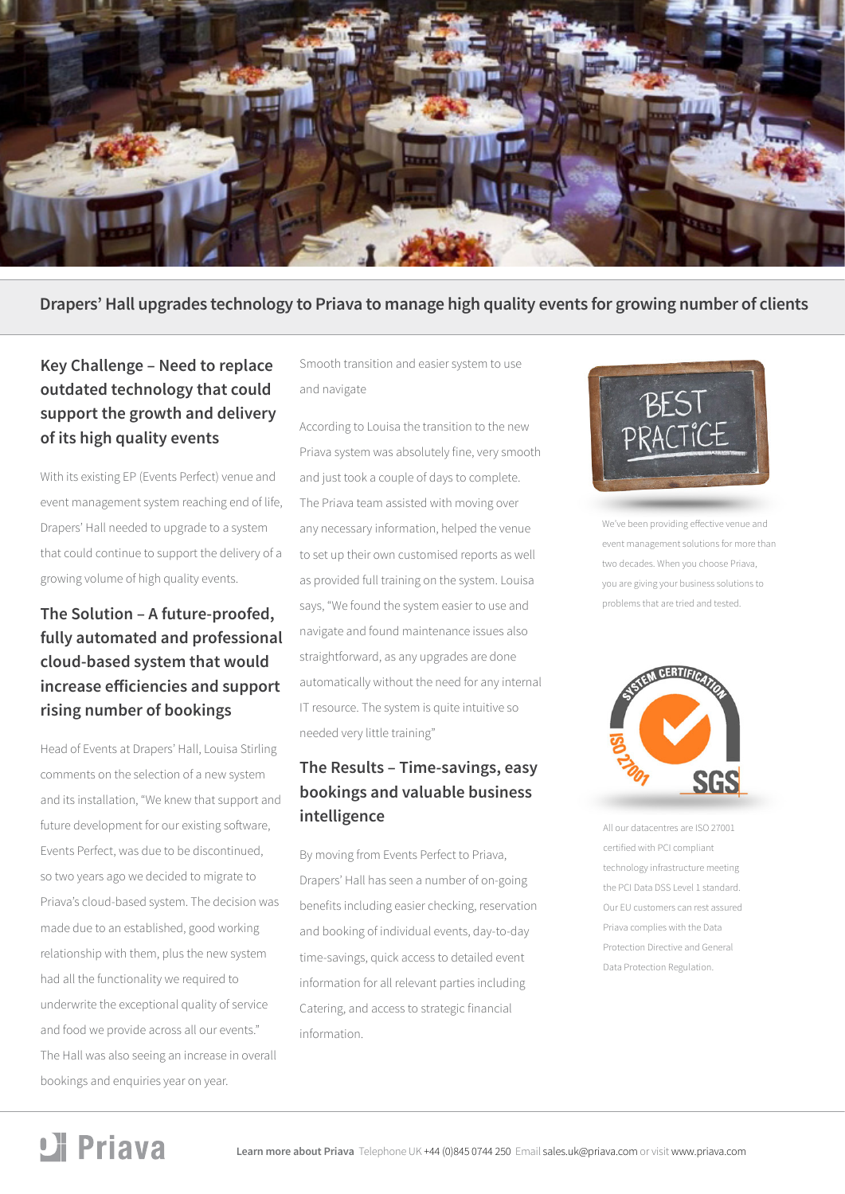## Drapers' Hall upgrades technology to Priava to manage high quality events for growing number of clients

### Key Challenge – Need to replace outdated technology that could support the growth and delivery of its high quality events

With its existing EP (Events Perfect) venue and event management system reaching end of life, Drapers' Hall needed to upgrade to a system that could continue to support the delivery of a growing volume of high quality events.

### The Solution – A future-proofed, fully automated and professional cloud-based system that would increase efficiencies and support rising number of bookings

Head of Events at Drapers' Hall, Louisa Stirling comments on the selection of a new system and its installation, "We knew that support and future development for our existing software, Events Perfect, was due to be discontinued, so two years ago we decided to migrate to Priava's cloud-based system. The decision was made due to an established, good working relationship with them, plus the new system had all the functionality we required to underwrite the exceptional quality of service and food we provide across all our events." The Hall was also seeing an increase in overall bookings and enquiries year on year.

Smooth transition and easier system to use and navigate

According to Louisa the transition to the new Priava system was absolutely fine, very smooth and just took a couple of days to complete. The Priava team assisted with moving over any necessary information, helped the venue to set up their own customised reports as well as provided full training on the system. Louisa says, "We found the system easier to use and navigate and found maintenance issues also straightforward, as any upgrades are done automatically without the need for any internal IT resource. The system is quite intuitive so needed very little training"

### The Results – Time-savings, easy bookings and valuable business intelligence

By moving from Events Perfect to Priava, Drapers' Hall has seen a number of on-going benefits including easier checking, reservation and booking of individual events, day-to-day time-savings, quick access to detailed event information for all relevant parties including Catering, and access to strategic financial information.

BEST PRACTICE

We've been providing effective venue and event management solutions for more than two decades. When you choose Priava, you are giving your business solutions to problems that are tried and tested.

SYSTEM CERTIFICATION ISO 27001 SGS

All our datacentres are ISO 27001 certified with PCI compliant technology infrastructure meeting the PCI Data DSS Level 1 standard. Our EU customers can rest assured Priava complies with the Data Protection Directive and General Data Protection Regulation.

Priava

**Learn more about Priava** Telephone UK +44 (0)845 0744 250 Email sales.uk@priava.com or visit www.priava.com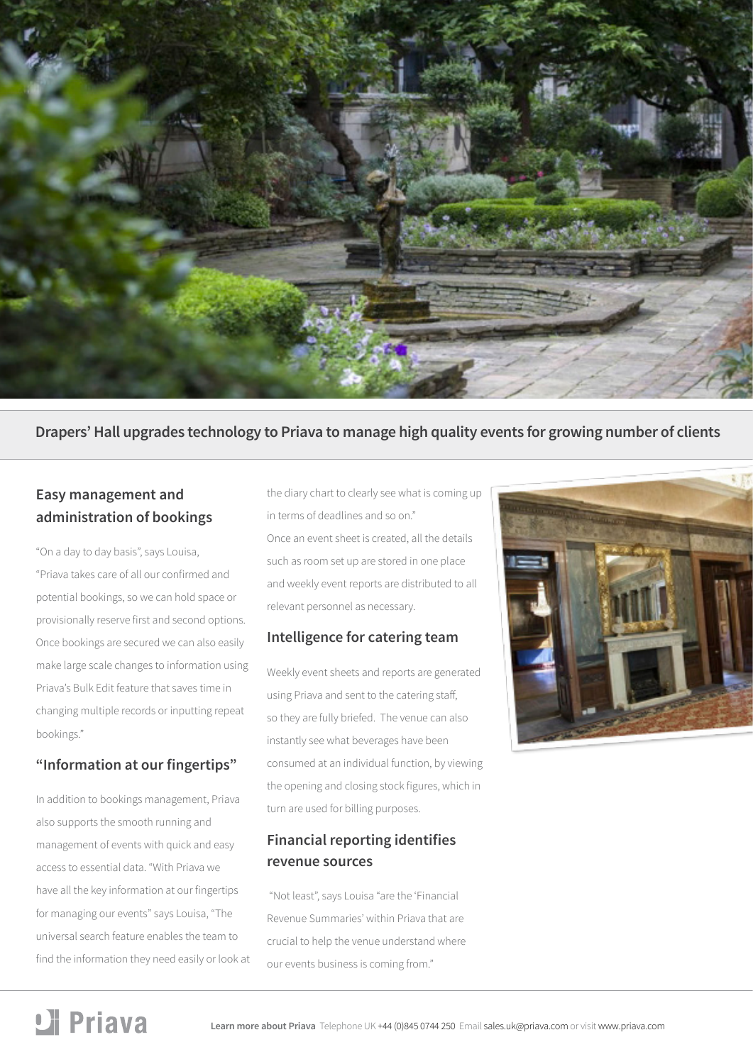## Drapers' Hall upgrades technology to Priava to manage high quality events for growing number of clients

### Easy management and administration of bookings

"On a day to day basis", says Louisa, "Priava takes care of all our confirmed and potential bookings, so we can hold space or provisionally reserve first and second options. Once bookings are secured we can also easily make large scale changes to information using Priava's Bulk Edit feature that saves time in changing multiple records or inputting repeat bookings."

### "Information at our fingertips"

In addition to bookings management, Priava also supports the smooth running and management of events with quick and easy access to essential data. "With Priava we have all the key information at our fingertips for managing our events" says Louisa, "The universal search feature enables the team to find the information they need easily or look at the diary chart to clearly see what is coming up in terms of deadlines and so on."

Once an event sheet is created, all the details such as room set up are stored in one place and weekly event reports are distributed to all relevant personnel as necessary.

### Intelligence for catering team

Weekly event sheets and reports are generated using Priava and sent to the catering staff, so they are fully briefed. The venue can also instantly see what beverages have been consumed at an individual function, by viewing the opening and closing stock figures, which in turn are used for billing purposes.

### Financial reporting identifies revenue sources

"Not least", says Louisa "are the 'Financial Revenue Summaries' within Priava that are crucial to help the venue understand where our events business is coming from."

Priava

**Learn more about Priava** Telephone UK +44 (0)845 0744 250 Email sales.uk@priava.com or visit www.priava.com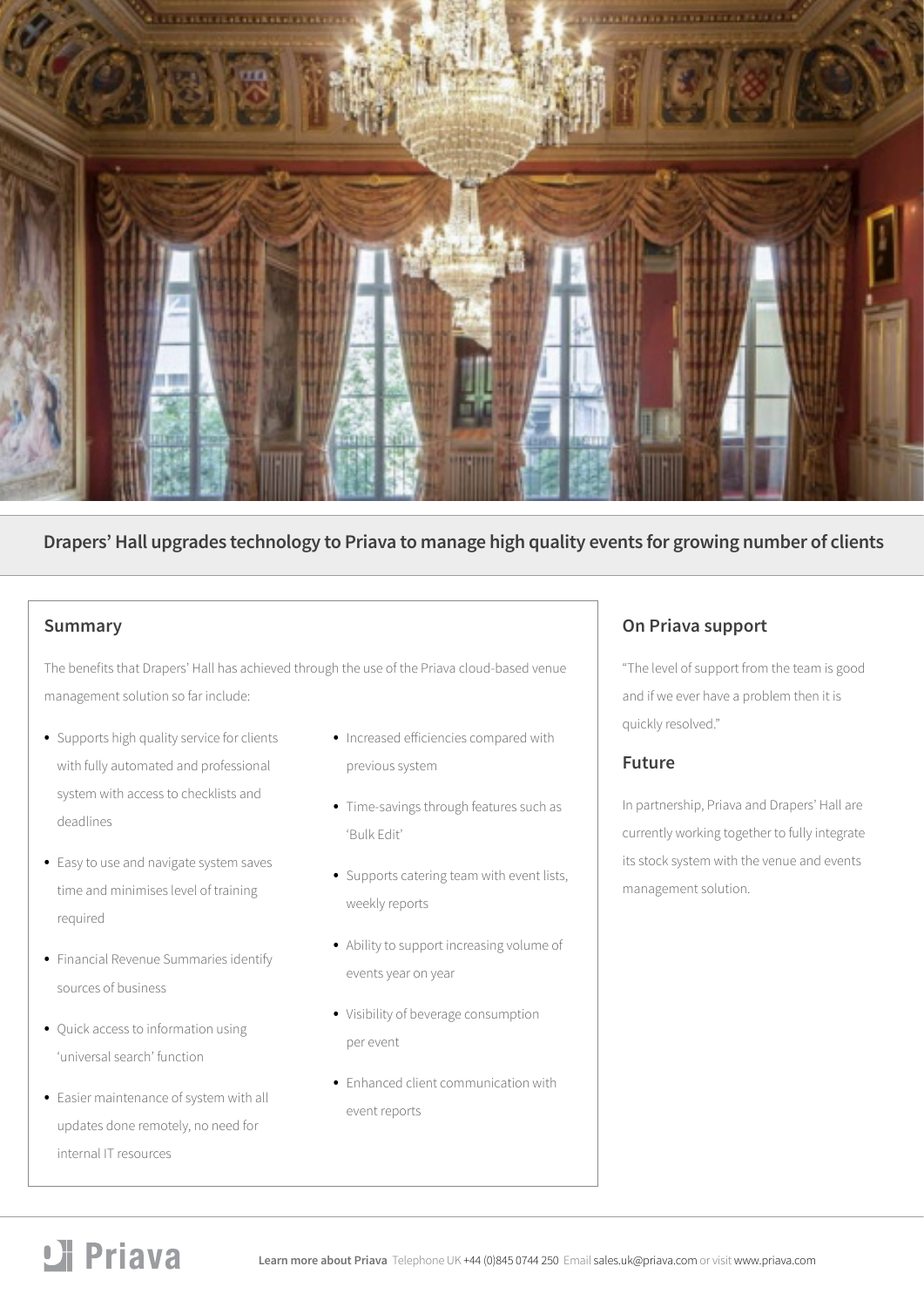**Drapers' Hall upgrades technology to Priava to manage high quality events for growing number of clients**

## Summary

The benefits that Drapers' Hall has achieved through the use of the Priava cloud-based venue management solution so far include:

- Supports high quality service for clients with fully automated and professional system with access to checklists and deadlines
- Easy to use and navigate system saves time and minimises level of training required
- Financial Revenue Summaries identify sources of business
- Quick access to information using 'universal search' function
- Easier maintenance of system with all updates done remotely, no need for internal IT resources
- Increased efficiencies compared with previous system
- Time-savings through features such as 'Bulk Edit'
- Supports catering team with event lists, weekly reports
- Ability to support increasing volume of events year on year
- Visibility of beverage consumption per event
- Enhanced client communication with event reports

## On Priava support

"The level of support from the team is good and if we ever have a problem then it is quickly resolved."

## Future

In partnership, Priava and Drapers' Hall are currently working together to fully integrate its stock system with the venue and events management solution.

Priava

**Learn more about Priava** Telephone UK +44 (0)845 0744 250 Email sales.uk@priava.com or visit www.priava.com